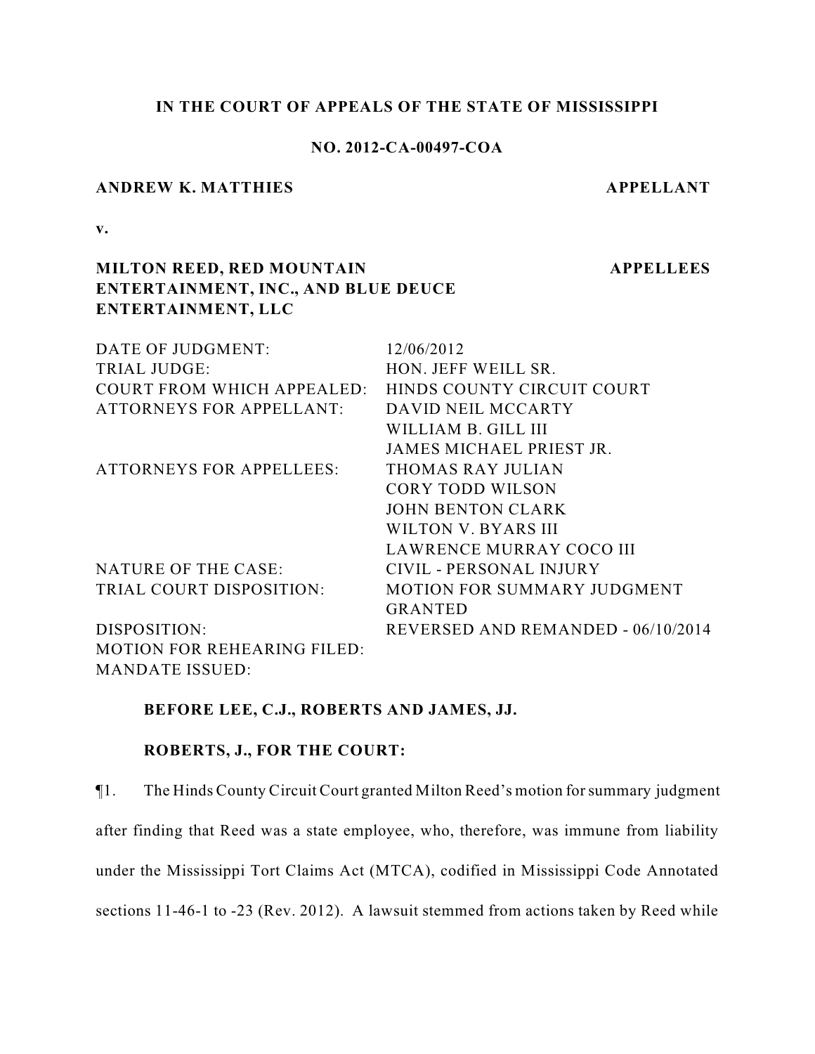**IN THE COURT OF APPEALS OF THE STATE OF MISSISSIPPI**

**NO. 2012-CA-00497-COA**

**ANDREW K. MATTHIES** — **APPELLANT**

**v.**

**MILTON REED, RED MOUNTAIN ENTERTAINMENT, INC., AND BLUE DEUCE ENTERTAINMENT, LLC** — **APPELLEES**

| | |
|---|---|
| DATE OF JUDGMENT: | 12/06/2012 |
| TRIAL JUDGE: | HON. JEFF WEILL SR. |
| COURT FROM WHICH APPEALED: | HINDS COUNTY CIRCUIT COURT |
| ATTORNEYS FOR APPELLANT: | DAVID NEIL MCCARTY<br>WILLIAM B. GILL III<br>JAMES MICHAEL PRIEST JR. |
| ATTORNEYS FOR APPELLEES: | THOMAS RAY JULIAN<br>CORY TODD WILSON<br>JOHN BENTON CLARK<br>WILTON V. BYARS III<br>LAWRENCE MURRAY COCO III |
| NATURE OF THE CASE: | CIVIL - PERSONAL INJURY |
| TRIAL COURT DISPOSITION: | MOTION FOR SUMMARY JUDGMENT GRANTED |
| DISPOSITION: | REVERSED AND REMANDED - 06/10/2014 |
| MOTION FOR REHEARING FILED: | |
| MANDATE ISSUED: | |

**BEFORE LEE, C.J., ROBERTS AND JAMES, JJ.**

**ROBERTS, J., FOR THE COURT:**

¶1. The Hinds County Circuit Court granted Milton Reed's motion for summary judgment after finding that Reed was a state employee, who, therefore, was immune from liability under the Mississippi Tort Claims Act (MTCA), codified in Mississippi Code Annotated sections 11-46-1 to -23 (Rev. 2012). A lawsuit stemmed from actions taken by Reed while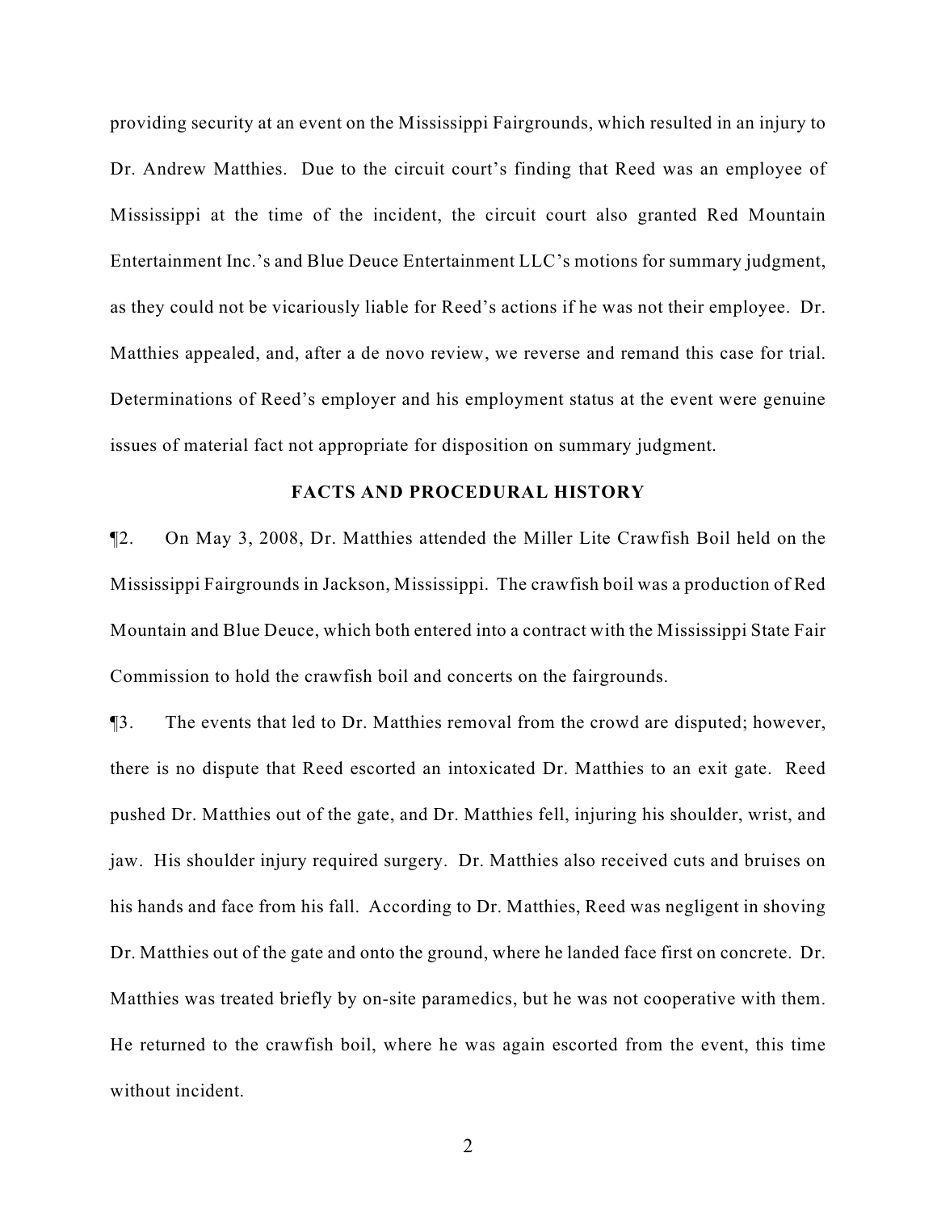providing security at an event on the Mississippi Fairgrounds, which resulted in an injury to Dr. Andrew Matthies. Due to the circuit court's finding that Reed was an employee of Mississippi at the time of the incident, the circuit court also granted Red Mountain Entertainment Inc.'s and Blue Deuce Entertainment LLC's motions for summary judgment, as they could not be vicariously liable for Reed's actions if he was not their employee. Dr. Matthies appealed, and, after a de novo review, we reverse and remand this case for trial. Determinations of Reed's employer and his employment status at the event were genuine issues of material fact not appropriate for disposition on summary judgment.

## FACTS AND PROCEDURAL HISTORY

¶2. On May 3, 2008, Dr. Matthies attended the Miller Lite Crawfish Boil held on the Mississippi Fairgrounds in Jackson, Mississippi. The crawfish boil was a production of Red Mountain and Blue Deuce, which both entered into a contract with the Mississippi State Fair Commission to hold the crawfish boil and concerts on the fairgrounds.

¶3. The events that led to Dr. Matthies removal from the crowd are disputed; however, there is no dispute that Reed escorted an intoxicated Dr. Matthies to an exit gate. Reed pushed Dr. Matthies out of the gate, and Dr. Matthies fell, injuring his shoulder, wrist, and jaw. His shoulder injury required surgery. Dr. Matthies also received cuts and bruises on his hands and face from his fall. According to Dr. Matthies, Reed was negligent in shoving Dr. Matthies out of the gate and onto the ground, where he landed face first on concrete. Dr. Matthies was treated briefly by on-site paramedics, but he was not cooperative with them. He returned to the crawfish boil, where he was again escorted from the event, this time without incident.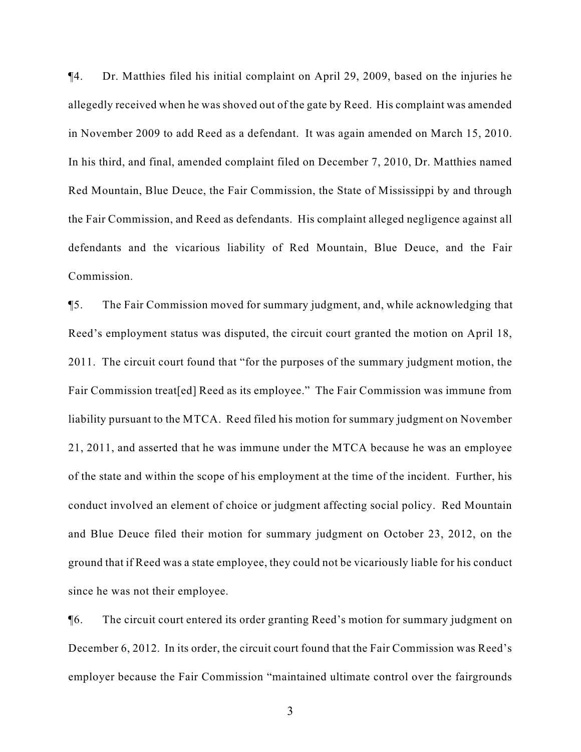¶4. Dr. Matthies filed his initial complaint on April 29, 2009, based on the injuries he allegedly received when he was shoved out of the gate by Reed. His complaint was amended in November 2009 to add Reed as a defendant. It was again amended on March 15, 2010. In his third, and final, amended complaint filed on December 7, 2010, Dr. Matthies named Red Mountain, Blue Deuce, the Fair Commission, the State of Mississippi by and through the Fair Commission, and Reed as defendants. His complaint alleged negligence against all defendants and the vicarious liability of Red Mountain, Blue Deuce, and the Fair Commission.

¶5. The Fair Commission moved for summary judgment, and, while acknowledging that Reed's employment status was disputed, the circuit court granted the motion on April 18, 2011. The circuit court found that "for the purposes of the summary judgment motion, the Fair Commission treat[ed] Reed as its employee." The Fair Commission was immune from liability pursuant to the MTCA. Reed filed his motion for summary judgment on November 21, 2011, and asserted that he was immune under the MTCA because he was an employee of the state and within the scope of his employment at the time of the incident. Further, his conduct involved an element of choice or judgment affecting social policy. Red Mountain and Blue Deuce filed their motion for summary judgment on October 23, 2012, on the ground that if Reed was a state employee, they could not be vicariously liable for his conduct since he was not their employee.

¶6. The circuit court entered its order granting Reed's motion for summary judgment on December 6, 2012. In its order, the circuit court found that the Fair Commission was Reed's employer because the Fair Commission "maintained ultimate control over the fairgrounds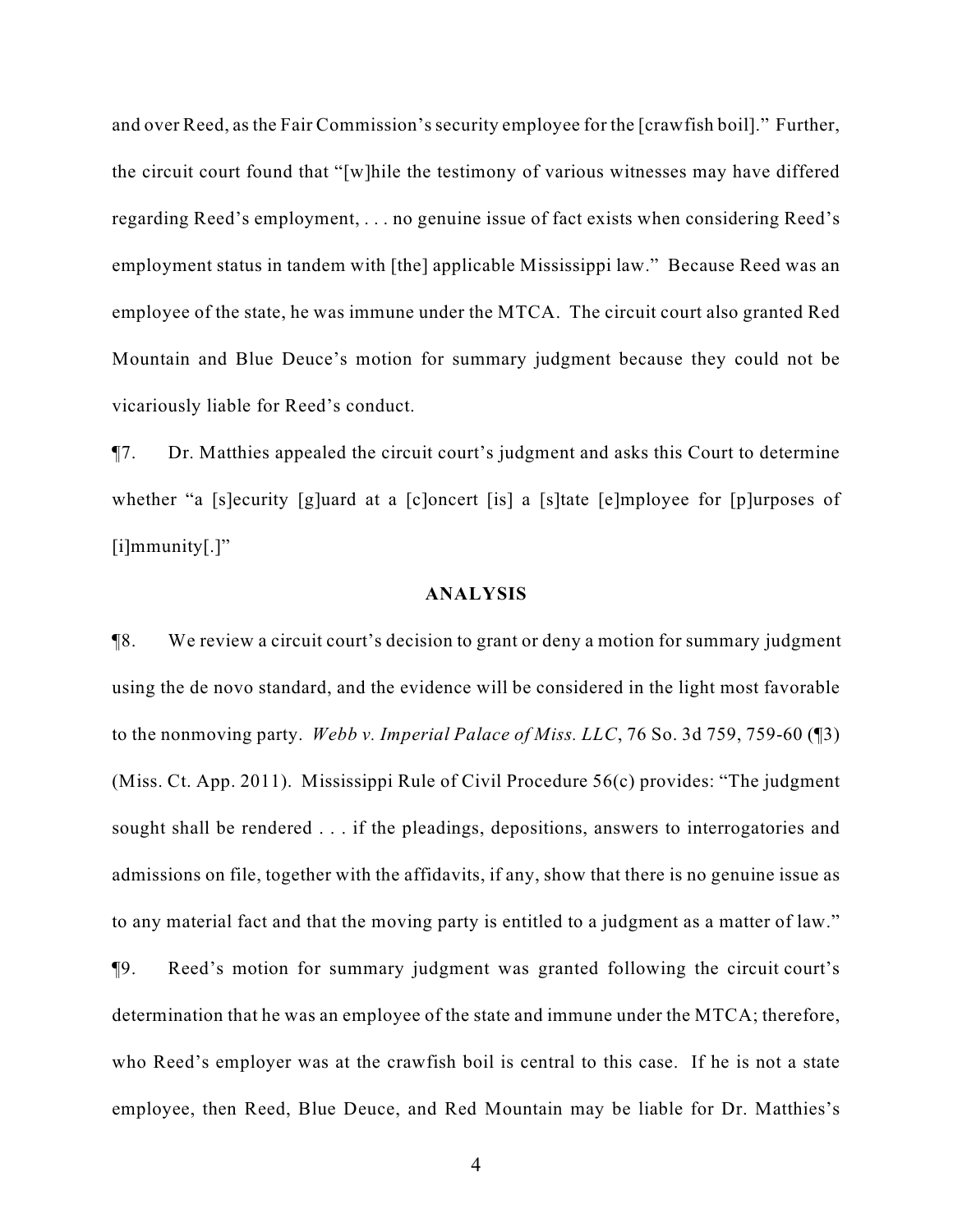and over Reed, as the Fair Commission's security employee for the [crawfish boil]." Further, the circuit court found that "[w]hile the testimony of various witnesses may have differed regarding Reed's employment, . . . no genuine issue of fact exists when considering Reed's employment status in tandem with [the] applicable Mississippi law." Because Reed was an employee of the state, he was immune under the MTCA. The circuit court also granted Red Mountain and Blue Deuce's motion for summary judgment because they could not be vicariously liable for Reed's conduct.

¶7. Dr. Matthies appealed the circuit court's judgment and asks this Court to determine whether "a [s]ecurity [g]uard at a [c]oncert [is] a [s]tate [e]mployee for [p]urposes of [i]mmunity[.]"

## ANALYSIS

¶8. We review a circuit court's decision to grant or deny a motion for summary judgment using the de novo standard, and the evidence will be considered in the light most favorable to the nonmoving party. *Webb v. Imperial Palace of Miss. LLC*, 76 So. 3d 759, 759-60 (¶3) (Miss. Ct. App. 2011). Mississippi Rule of Civil Procedure 56(c) provides: "The judgment sought shall be rendered . . . if the pleadings, depositions, answers to interrogatories and admissions on file, together with the affidavits, if any, show that there is no genuine issue as to any material fact and that the moving party is entitled to a judgment as a matter of law."

¶9. Reed's motion for summary judgment was granted following the circuit court's determination that he was an employee of the state and immune under the MTCA; therefore, who Reed's employer was at the crawfish boil is central to this case. If he is not a state employee, then Reed, Blue Deuce, and Red Mountain may be liable for Dr. Matthies's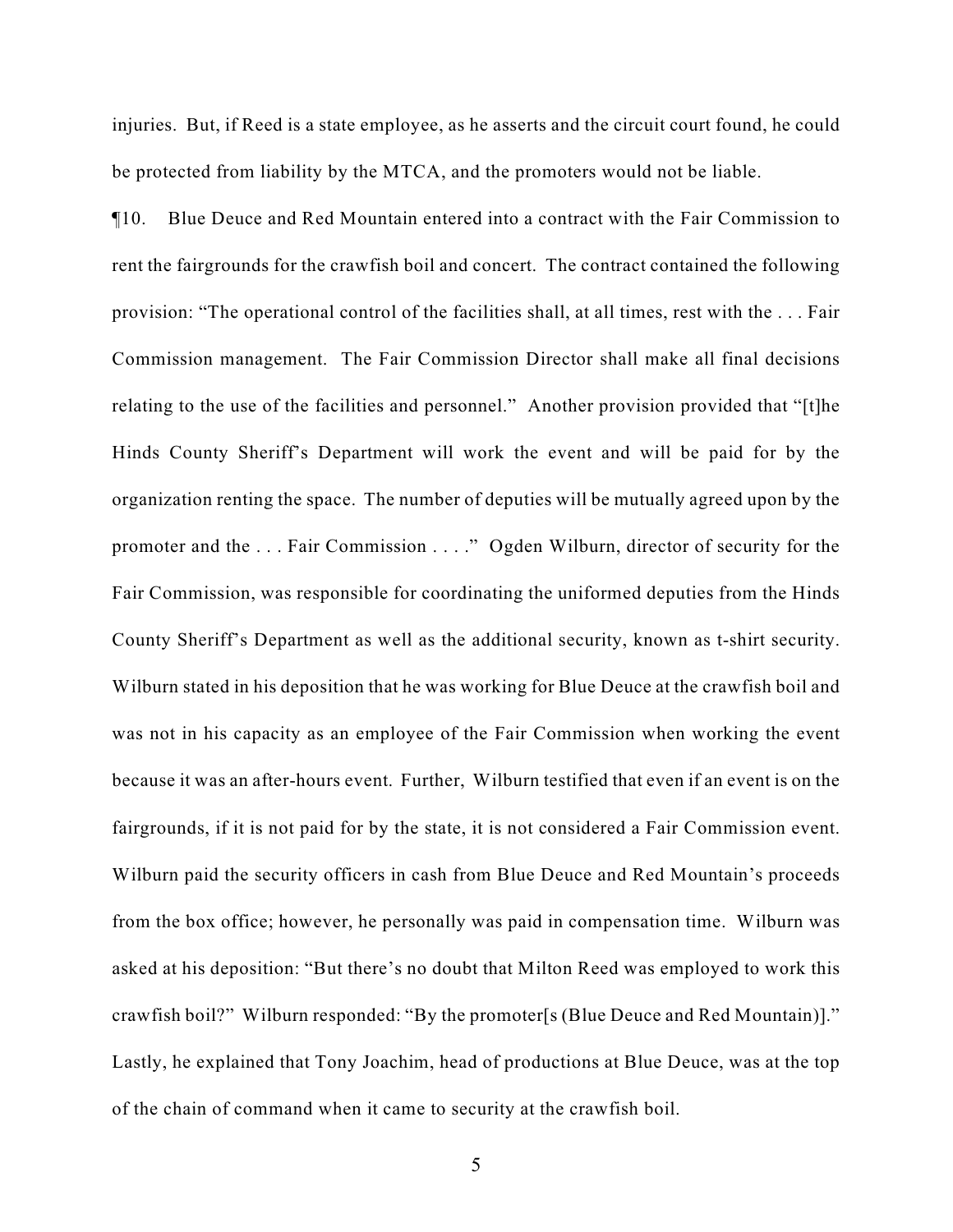injuries. But, if Reed is a state employee, as he asserts and the circuit court found, he could be protected from liability by the MTCA, and the promoters would not be liable.

¶10. Blue Deuce and Red Mountain entered into a contract with the Fair Commission to rent the fairgrounds for the crawfish boil and concert. The contract contained the following provision: "The operational control of the facilities shall, at all times, rest with the . . . Fair Commission management. The Fair Commission Director shall make all final decisions relating to the use of the facilities and personnel." Another provision provided that "[t]he Hinds County Sheriff's Department will work the event and will be paid for by the organization renting the space. The number of deputies will be mutually agreed upon by the promoter and the . . . Fair Commission . . . ." Ogden Wilburn, director of security for the Fair Commission, was responsible for coordinating the uniformed deputies from the Hinds County Sheriff's Department as well as the additional security, known as t-shirt security. Wilburn stated in his deposition that he was working for Blue Deuce at the crawfish boil and was not in his capacity as an employee of the Fair Commission when working the event because it was an after-hours event. Further, Wilburn testified that even if an event is on the fairgrounds, if it is not paid for by the state, it is not considered a Fair Commission event. Wilburn paid the security officers in cash from Blue Deuce and Red Mountain's proceeds from the box office; however, he personally was paid in compensation time. Wilburn was asked at his deposition: "But there's no doubt that Milton Reed was employed to work this crawfish boil?" Wilburn responded: "By the promoter[s (Blue Deuce and Red Mountain)]." Lastly, he explained that Tony Joachim, head of productions at Blue Deuce, was at the top of the chain of command when it came to security at the crawfish boil.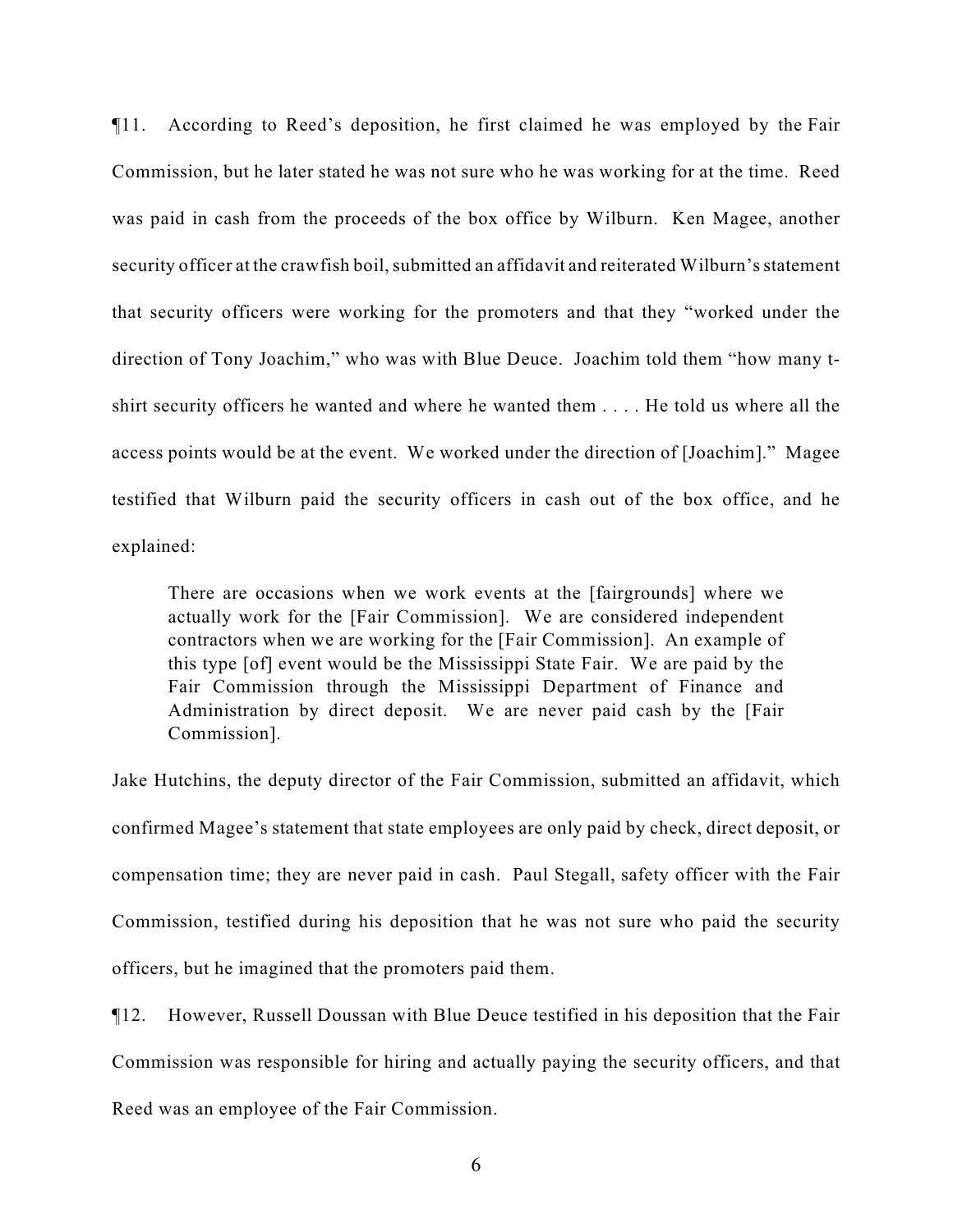¶11. According to Reed's deposition, he first claimed he was employed by the Fair Commission, but he later stated he was not sure who he was working for at the time. Reed was paid in cash from the proceeds of the box office by Wilburn. Ken Magee, another security officer at the crawfish boil, submitted an affidavit and reiterated Wilburn's statement that security officers were working for the promoters and that they "worked under the direction of Tony Joachim," who was with Blue Deuce. Joachim told them "how many t-shirt security officers he wanted and where he wanted them . . . . He told us where all the access points would be at the event. We worked under the direction of [Joachim]." Magee testified that Wilburn paid the security officers in cash out of the box office, and he explained:

> There are occasions when we work events at the [fairgrounds] where we actually work for the [Fair Commission]. We are considered independent contractors when we are working for the [Fair Commission]. An example of this type [of] event would be the Mississippi State Fair. We are paid by the Fair Commission through the Mississippi Department of Finance and Administration by direct deposit. We are never paid cash by the [Fair Commission].

Jake Hutchins, the deputy director of the Fair Commission, submitted an affidavit, which confirmed Magee's statement that state employees are only paid by check, direct deposit, or compensation time; they are never paid in cash. Paul Stegall, safety officer with the Fair Commission, testified during his deposition that he was not sure who paid the security officers, but he imagined that the promoters paid them.

¶12. However, Russell Doussan with Blue Deuce testified in his deposition that the Fair Commission was responsible for hiring and actually paying the security officers, and that Reed was an employee of the Fair Commission.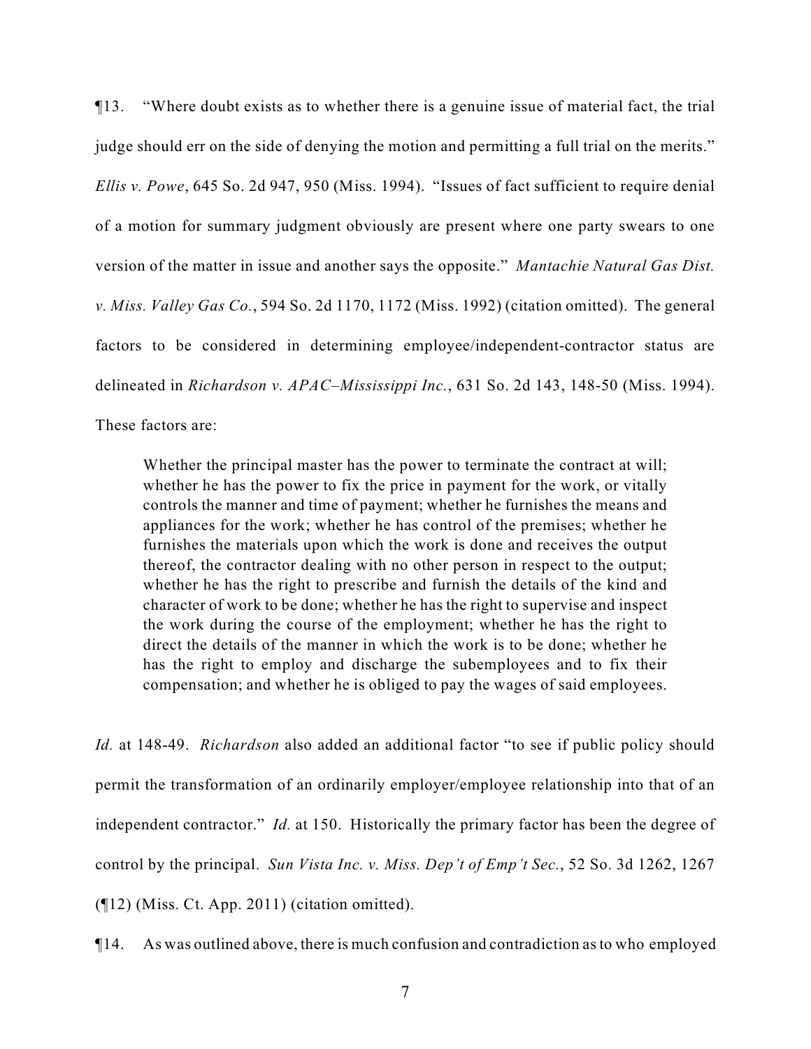¶13. "Where doubt exists as to whether there is a genuine issue of material fact, the trial judge should err on the side of denying the motion and permitting a full trial on the merits." *Ellis v. Powe*, 645 So. 2d 947, 950 (Miss. 1994). "Issues of fact sufficient to require denial of a motion for summary judgment obviously are present where one party swears to one version of the matter in issue and another says the opposite." *Mantachie Natural Gas Dist. v. Miss. Valley Gas Co.*, 594 So. 2d 1170, 1172 (Miss. 1992) (citation omitted). The general factors to be considered in determining employee/independent-contractor status are delineated in *Richardson v. APAC–Mississippi Inc.*, 631 So. 2d 143, 148-50 (Miss. 1994). These factors are:

> Whether the principal master has the power to terminate the contract at will; whether he has the power to fix the price in payment for the work, or vitally controls the manner and time of payment; whether he furnishes the means and appliances for the work; whether he has control of the premises; whether he furnishes the materials upon which the work is done and receives the output thereof, the contractor dealing with no other person in respect to the output; whether he has the right to prescribe and furnish the details of the kind and character of work to be done; whether he has the right to supervise and inspect the work during the course of the employment; whether he has the right to direct the details of the manner in which the work is to be done; whether he has the right to employ and discharge the subemployees and to fix their compensation; and whether he is obliged to pay the wages of said employees.

*Id.* at 148-49. *Richardson* also added an additional factor "to see if public policy should permit the transformation of an ordinarily employer/employee relationship into that of an independent contractor." *Id.* at 150. Historically the primary factor has been the degree of control by the principal. *Sun Vista Inc. v. Miss. Dep't of Emp't Sec.*, 52 So. 3d 1262, 1267 (¶12) (Miss. Ct. App. 2011) (citation omitted).

¶14. As was outlined above, there is much confusion and contradiction as to who employed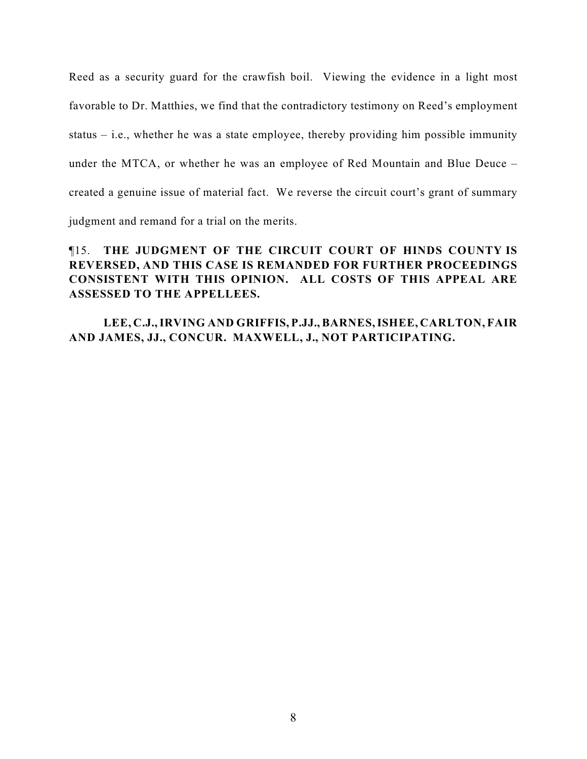Reed as a security guard for the crawfish boil. Viewing the evidence in a light most favorable to Dr. Matthies, we find that the contradictory testimony on Reed's employment status – i.e., whether he was a state employee, thereby providing him possible immunity under the MTCA, or whether he was an employee of Red Mountain and Blue Deuce – created a genuine issue of material fact. We reverse the circuit court's grant of summary judgment and remand for a trial on the merits.

¶15. **THE JUDGMENT OF THE CIRCUIT COURT OF HINDS COUNTY IS REVERSED, AND THIS CASE IS REMANDED FOR FURTHER PROCEEDINGS CONSISTENT WITH THIS OPINION. ALL COSTS OF THIS APPEAL ARE ASSESSED TO THE APPELLEES.**

**LEE, C.J., IRVING AND GRIFFIS, P.JJ., BARNES, ISHEE, CARLTON, FAIR AND JAMES, JJ., CONCUR. MAXWELL, J., NOT PARTICIPATING.**